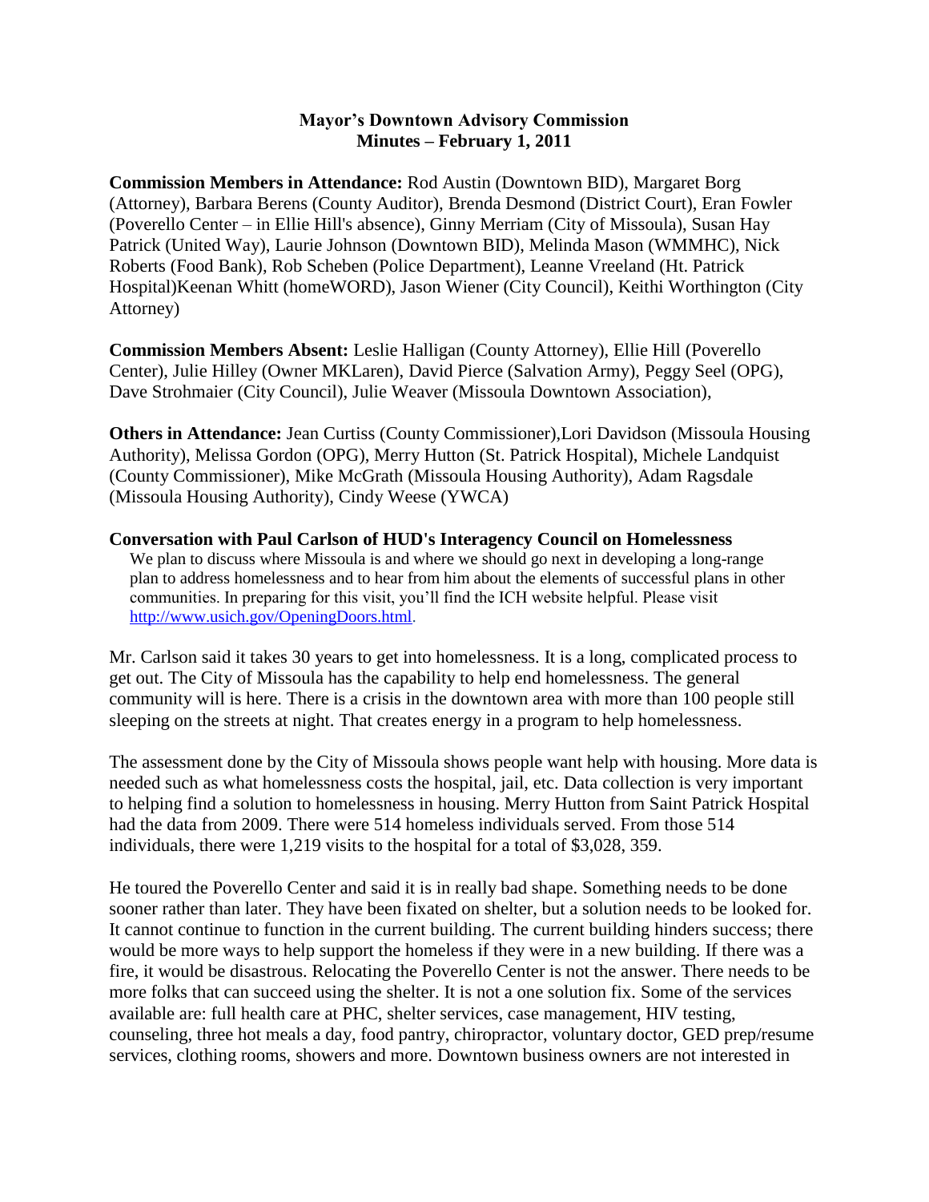**Mayor's Downtown Advisory Commission**
**Minutes – February 1, 2011**

**Commission Members in Attendance:** Rod Austin (Downtown BID), Margaret Borg (Attorney), Barbara Berens (County Auditor), Brenda Desmond (District Court), Eran Fowler (Poverello Center – in Ellie Hill's absence), Ginny Merriam (City of Missoula), Susan Hay Patrick (United Way), Laurie Johnson (Downtown BID), Melinda Mason (WMMHC), Nick Roberts (Food Bank), Rob Scheben (Police Department), Leanne Vreeland (Ht. Patrick Hospital)Keenan Whitt (homeWORD), Jason Wiener (City Council), Keithi Worthington (City Attorney)

**Commission Members Absent:** Leslie Halligan (County Attorney), Ellie Hill (Poverello Center), Julie Hilley (Owner MKLaren), David Pierce (Salvation Army), Peggy Seel (OPG), Dave Strohmaier (City Council), Julie Weaver (Missoula Downtown Association),

**Others in Attendance:** Jean Curtiss (County Commissioner),Lori Davidson (Missoula Housing Authority), Melissa Gordon (OPG), Merry Hutton (St. Patrick Hospital), Michele Landquist (County Commissioner), Mike McGrath (Missoula Housing Authority), Adam Ragsdale (Missoula Housing Authority), Cindy Weese (YWCA)

**Conversation with Paul Carlson of HUD's Interagency Council on Homelessness**

> We plan to discuss where Missoula is and where we should go next in developing a long-range plan to address homelessness and to hear from him about the elements of successful plans in other communities. In preparing for this visit, you'll find the ICH website helpful. Please visit [http://www.usich.gov/OpeningDoors.html](http://www.usich.gov/OpeningDoors.html).

Mr. Carlson said it takes 30 years to get into homelessness. It is a long, complicated process to get out. The City of Missoula has the capability to help end homelessness. The general community will is here. There is a crisis in the downtown area with more than 100 people still sleeping on the streets at night. That creates energy in a program to help homelessness.

The assessment done by the City of Missoula shows people want help with housing. More data is needed such as what homelessness costs the hospital, jail, etc. Data collection is very important to helping find a solution to homelessness in housing. Merry Hutton from Saint Patrick Hospital had the data from 2009. There were 514 homeless individuals served. From those 514 individuals, there were 1,219 visits to the hospital for a total of $3,028, 359.

He toured the Poverello Center and said it is in really bad shape. Something needs to be done sooner rather than later. They have been fixated on shelter, but a solution needs to be looked for. It cannot continue to function in the current building. The current building hinders success; there would be more ways to help support the homeless if they were in a new building. If there was a fire, it would be disastrous. Relocating the Poverello Center is not the answer. There needs to be more folks that can succeed using the shelter. It is not a one solution fix. Some of the services available are: full health care at PHC, shelter services, case management, HIV testing, counseling, three hot meals a day, food pantry, chiropractor, voluntary doctor, GED prep/resume services, clothing rooms, showers and more. Downtown business owners are not interested in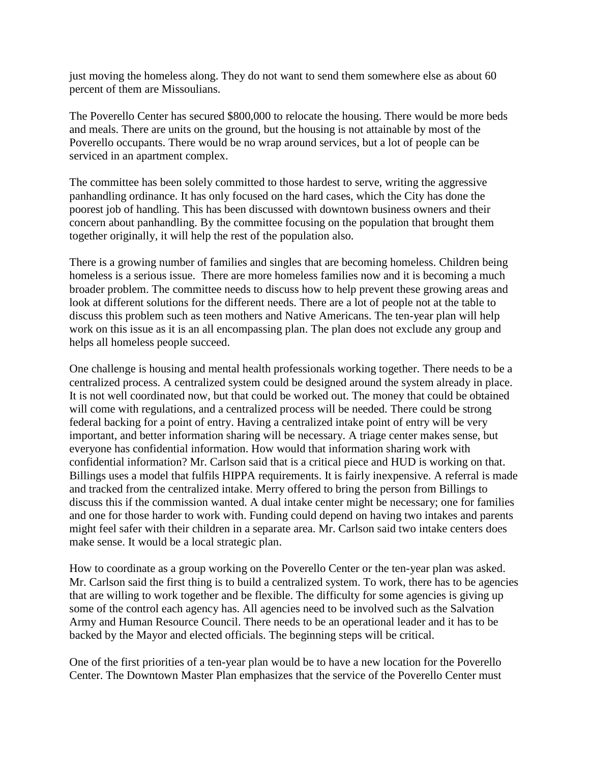just moving the homeless along. They do not want to send them somewhere else as about 60 percent of them are Missoulians.

The Poverello Center has secured $800,000 to relocate the housing. There would be more beds and meals. There are units on the ground, but the housing is not attainable by most of the Poverello occupants. There would be no wrap around services, but a lot of people can be serviced in an apartment complex.

The committee has been solely committed to those hardest to serve, writing the aggressive panhandling ordinance. It has only focused on the hard cases, which the City has done the poorest job of handling. This has been discussed with downtown business owners and their concern about panhandling. By the committee focusing on the population that brought them together originally, it will help the rest of the population also.

There is a growing number of families and singles that are becoming homeless. Children being homeless is a serious issue. There are more homeless families now and it is becoming a much broader problem. The committee needs to discuss how to help prevent these growing areas and look at different solutions for the different needs. There are a lot of people not at the table to discuss this problem such as teen mothers and Native Americans. The ten-year plan will help work on this issue as it is an all encompassing plan. The plan does not exclude any group and helps all homeless people succeed.

One challenge is housing and mental health professionals working together. There needs to be a centralized process. A centralized system could be designed around the system already in place. It is not well coordinated now, but that could be worked out. The money that could be obtained will come with regulations, and a centralized process will be needed. There could be strong federal backing for a point of entry. Having a centralized intake point of entry will be very important, and better information sharing will be necessary. A triage center makes sense, but everyone has confidential information. How would that information sharing work with confidential information? Mr. Carlson said that is a critical piece and HUD is working on that. Billings uses a model that fulfils HIPPA requirements. It is fairly inexpensive. A referral is made and tracked from the centralized intake. Merry offered to bring the person from Billings to discuss this if the commission wanted. A dual intake center might be necessary; one for families and one for those harder to work with. Funding could depend on having two intakes and parents might feel safer with their children in a separate area. Mr. Carlson said two intake centers does make sense. It would be a local strategic plan.

How to coordinate as a group working on the Poverello Center or the ten-year plan was asked. Mr. Carlson said the first thing is to build a centralized system. To work, there has to be agencies that are willing to work together and be flexible. The difficulty for some agencies is giving up some of the control each agency has. All agencies need to be involved such as the Salvation Army and Human Resource Council. There needs to be an operational leader and it has to be backed by the Mayor and elected officials. The beginning steps will be critical.

One of the first priorities of a ten-year plan would be to have a new location for the Poverello Center. The Downtown Master Plan emphasizes that the service of the Poverello Center must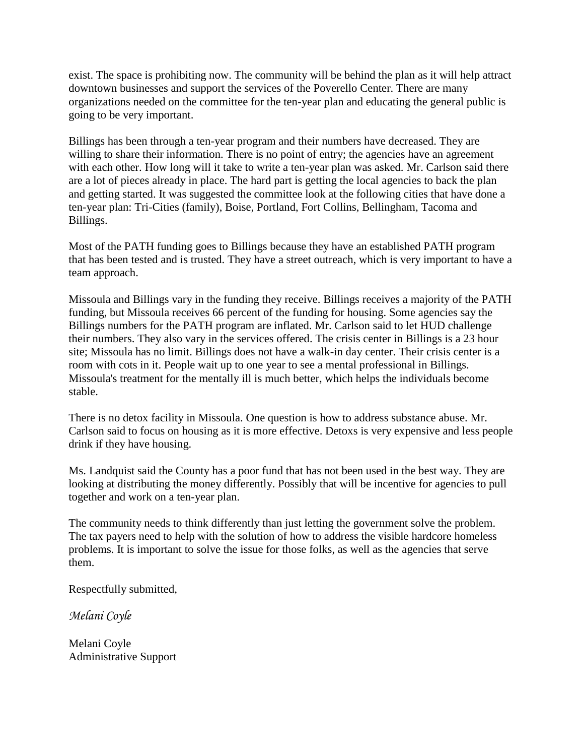exist. The space is prohibiting now. The community will be behind the plan as it will help attract downtown businesses and support the services of the Poverello Center. There are many organizations needed on the committee for the ten-year plan and educating the general public is going to be very important.

Billings has been through a ten-year program and their numbers have decreased. They are willing to share their information. There is no point of entry; the agencies have an agreement with each other. How long will it take to write a ten-year plan was asked. Mr. Carlson said there are a lot of pieces already in place. The hard part is getting the local agencies to back the plan and getting started. It was suggested the committee look at the following cities that have done a ten-year plan: Tri-Cities (family), Boise, Portland, Fort Collins, Bellingham, Tacoma and Billings.

Most of the PATH funding goes to Billings because they have an established PATH program that has been tested and is trusted. They have a street outreach, which is very important to have a team approach.

Missoula and Billings vary in the funding they receive. Billings receives a majority of the PATH funding, but Missoula receives 66 percent of the funding for housing. Some agencies say the Billings numbers for the PATH program are inflated. Mr. Carlson said to let HUD challenge their numbers. They also vary in the services offered. The crisis center in Billings is a 23 hour site; Missoula has no limit. Billings does not have a walk-in day center. Their crisis center is a room with cots in it. People wait up to one year to see a mental professional in Billings. Missoula's treatment for the mentally ill is much better, which helps the individuals become stable.

There is no detox facility in Missoula. One question is how to address substance abuse. Mr. Carlson said to focus on housing as it is more effective. Detoxs is very expensive and less people drink if they have housing.

Ms. Landquist said the County has a poor fund that has not been used in the best way. They are looking at distributing the money differently. Possibly that will be incentive for agencies to pull together and work on a ten-year plan.

The community needs to think differently than just letting the government solve the problem. The tax payers need to help with the solution of how to address the visible hardcore homeless problems. It is important to solve the issue for those folks, as well as the agencies that serve them.

Respectfully submitted,

*Melani Coyle*

Melani Coyle
Administrative Support